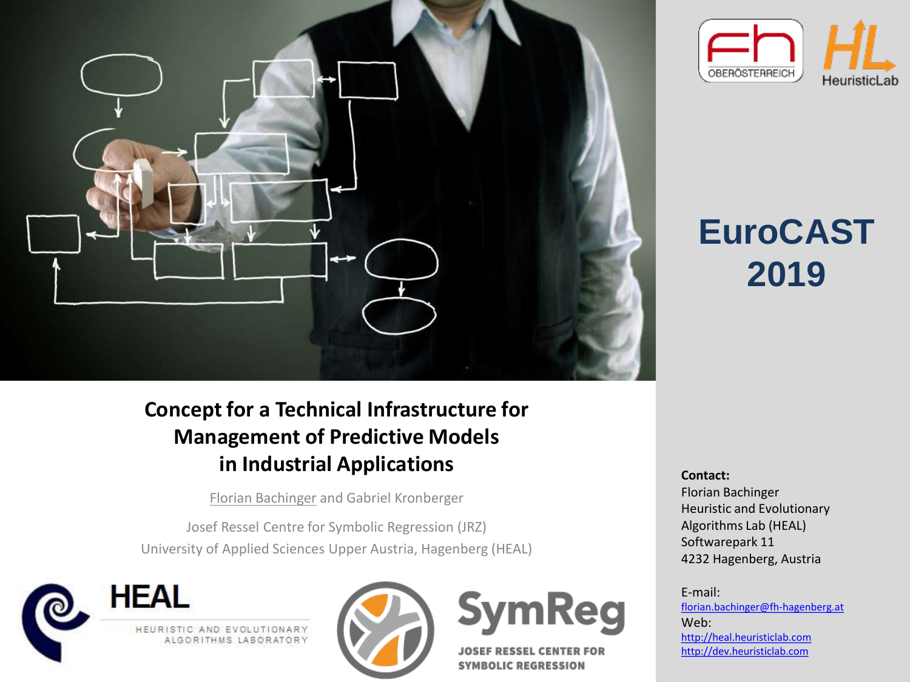# Concept for a Technical Infrastructure for Management of Predictive Models in Industrial Applications

Florian Bachinger and Gabriel Kronberger

Josef Ressel Centre for Symbolic Regression (JRZ)
University of Applied Sciences Upper Austria, Hagenberg (HEAL)

**EuroCAST 2019**

**Contact:**
Florian Bachinger
Heuristic and Evolutionary Algorithms Lab (HEAL)
Softwarepark 11
4232 Hagenberg, Austria

E-mail:
florian.bachinger@fh-hagenberg.at
Web:
http://heal.heuristiclab.com
http://dev.heuristiclab.com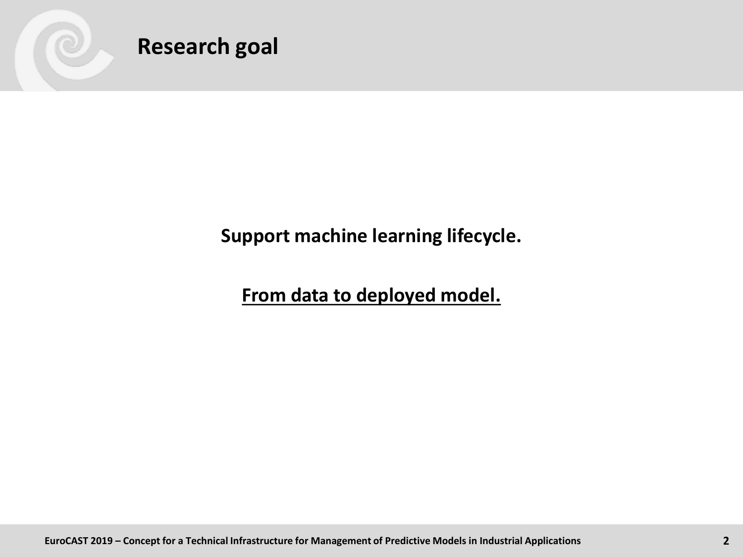# Research goal

**Support machine learning lifecycle.**

**<u>From data to deployed model.</u>**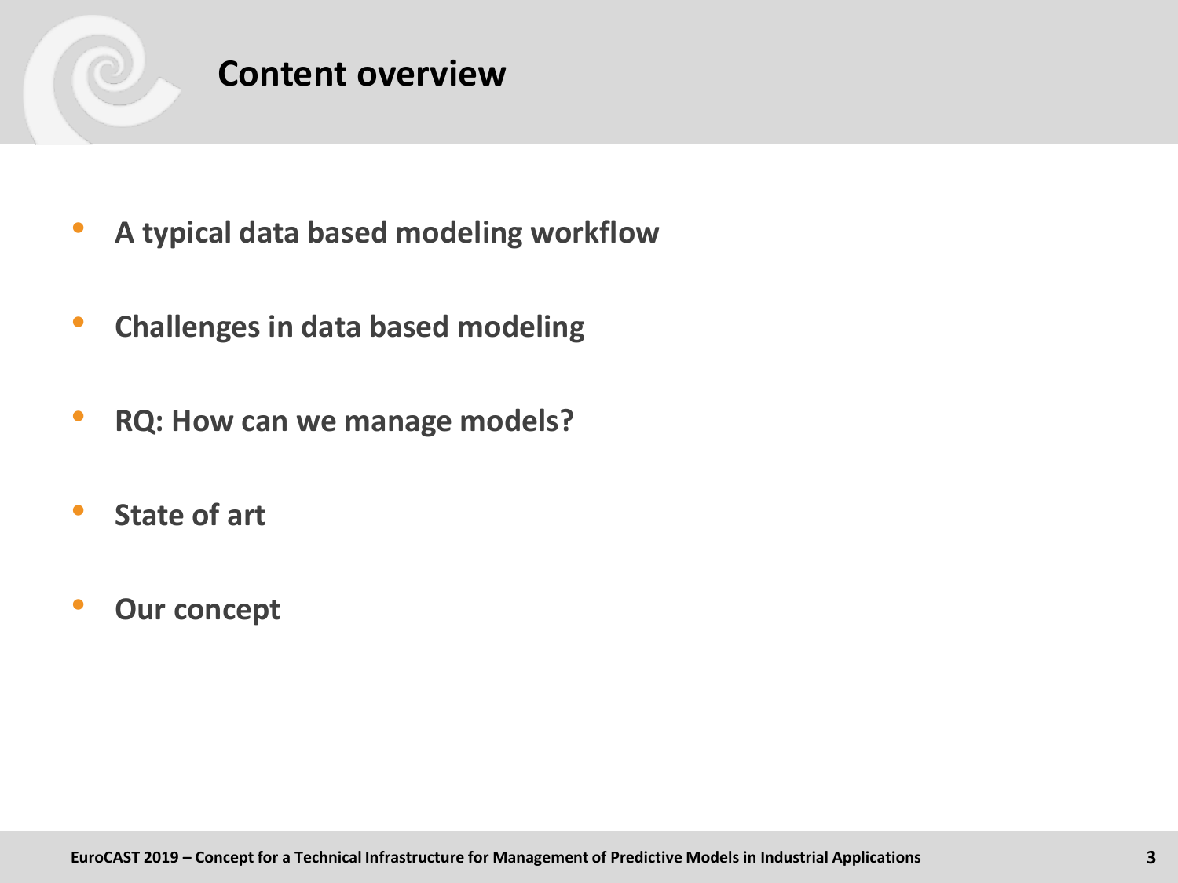# Content overview

- **A typical data based modeling workflow**
- **Challenges in data based modeling**
- **RQ: How can we manage models?**
- **State of art**
- **Our concept**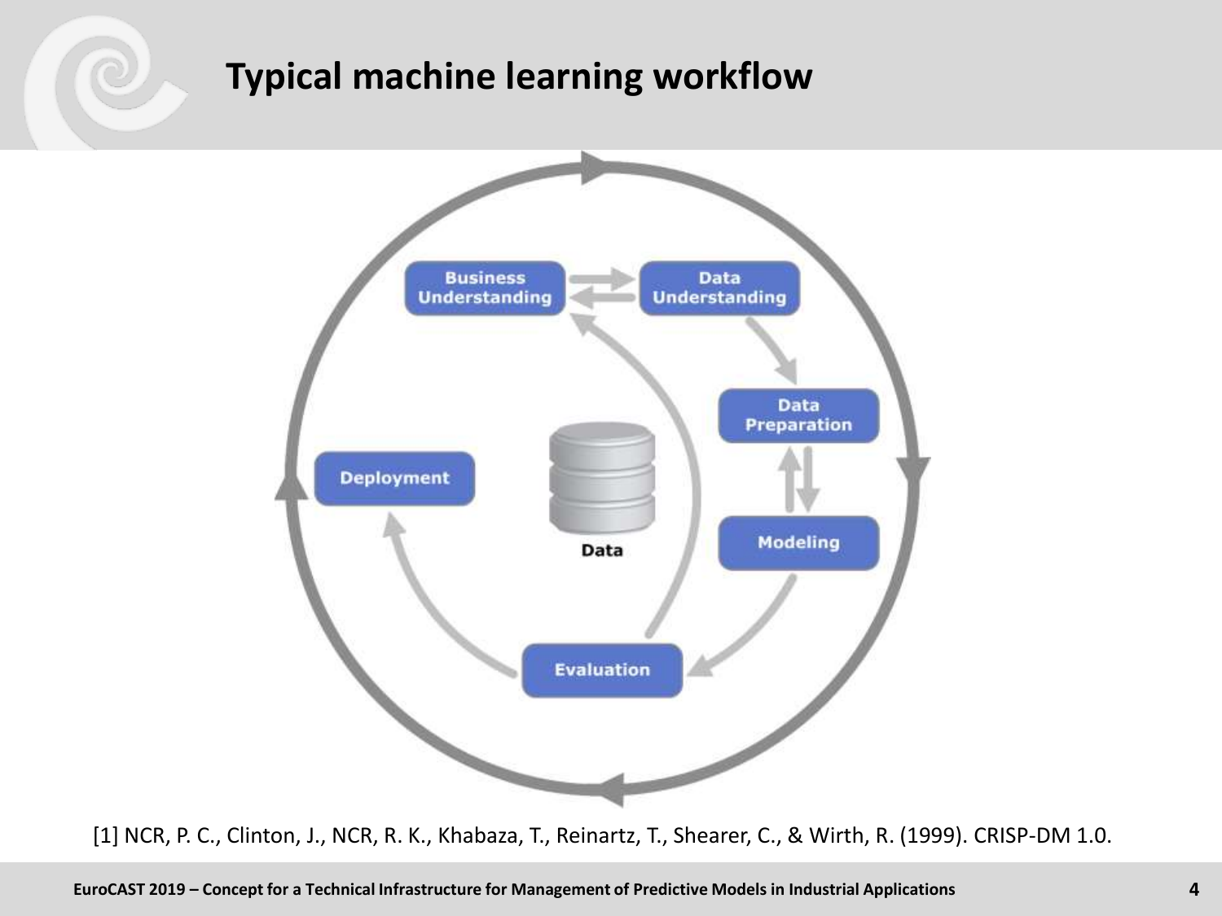# Typical machine learning workflow

Business Understanding

Data Understanding

Data Preparation

Modeling

Evaluation

Deployment

Data

[1] NCR, P. C., Clinton, J., NCR, R. K., Khabaza, T., Reinartz, T., Shearer, C., & Wirth, R. (1999). CRISP-DM 1.0.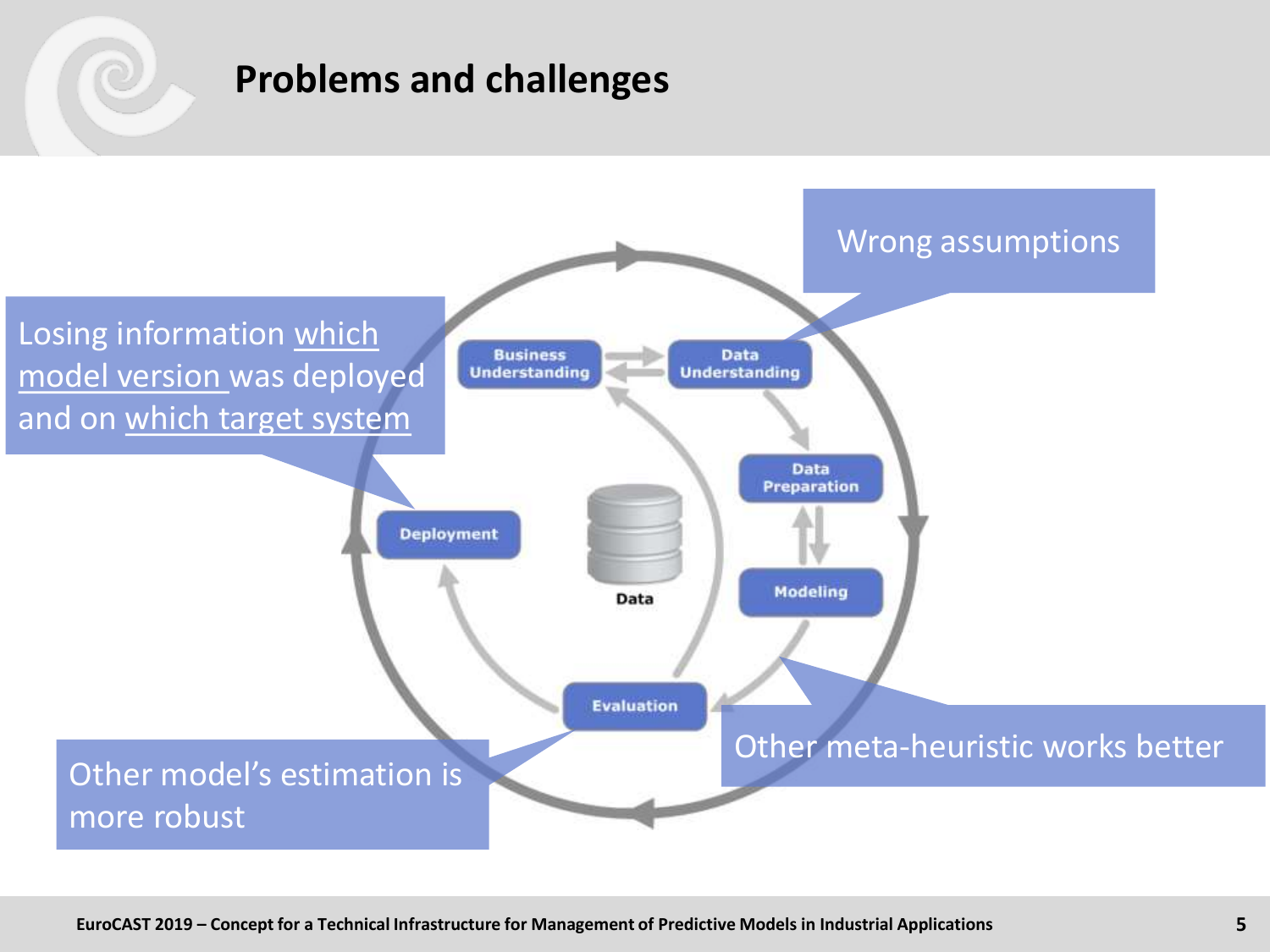# Problems and challenges

Losing information which model version was deployed and on which target system

Wrong assumptions

Other meta-heuristic works better

Other model's estimation is more robust

Business Understanding

Data Understanding

Data Preparation

Modeling

Evaluation

Deployment

Data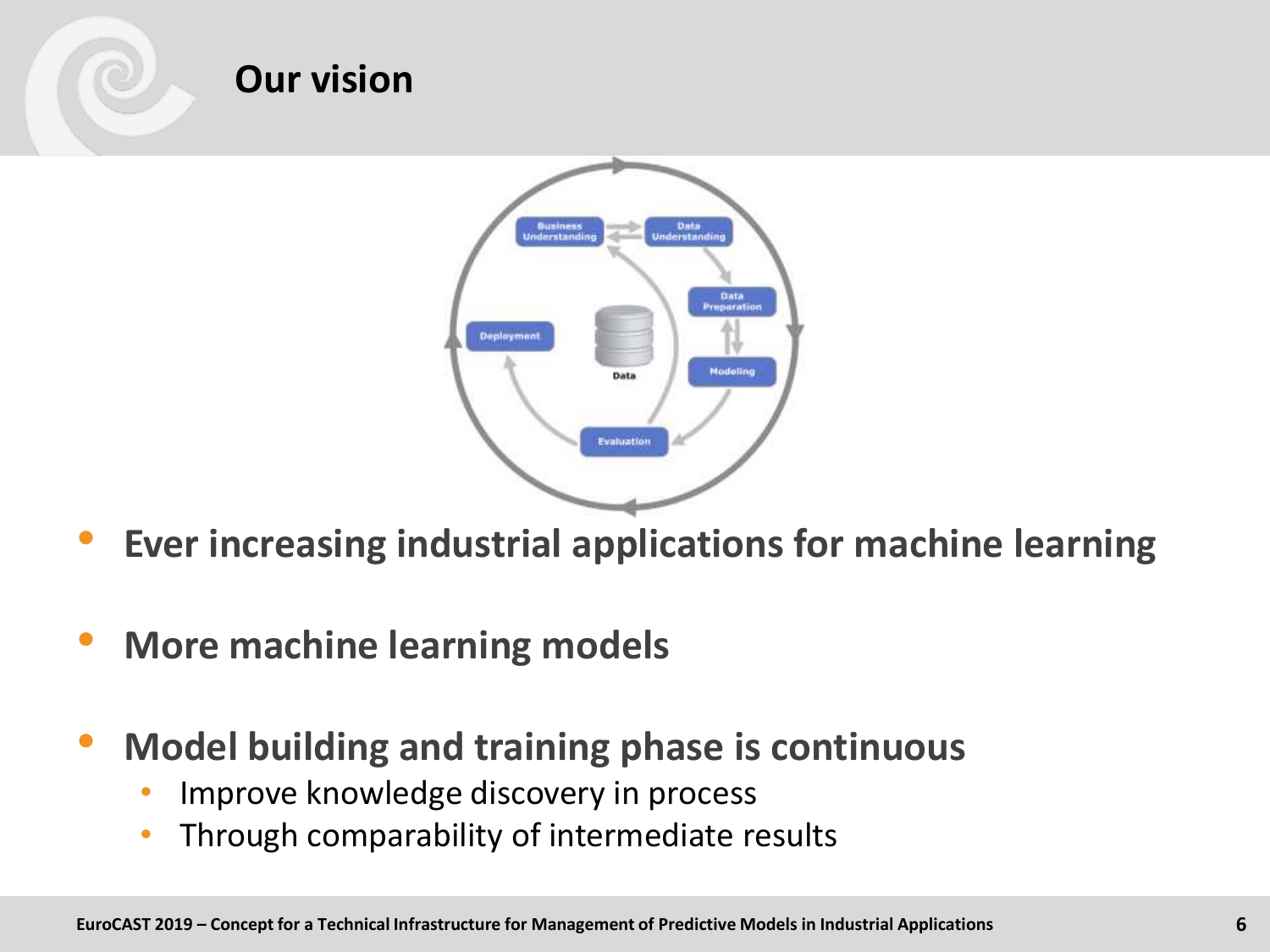# Our vision

- **Ever increasing industrial applications for machine learning**

- **More machine learning models**

- **Model building and training phase is continuous**
  - Improve knowledge discovery in process
  - Through comparability of intermediate results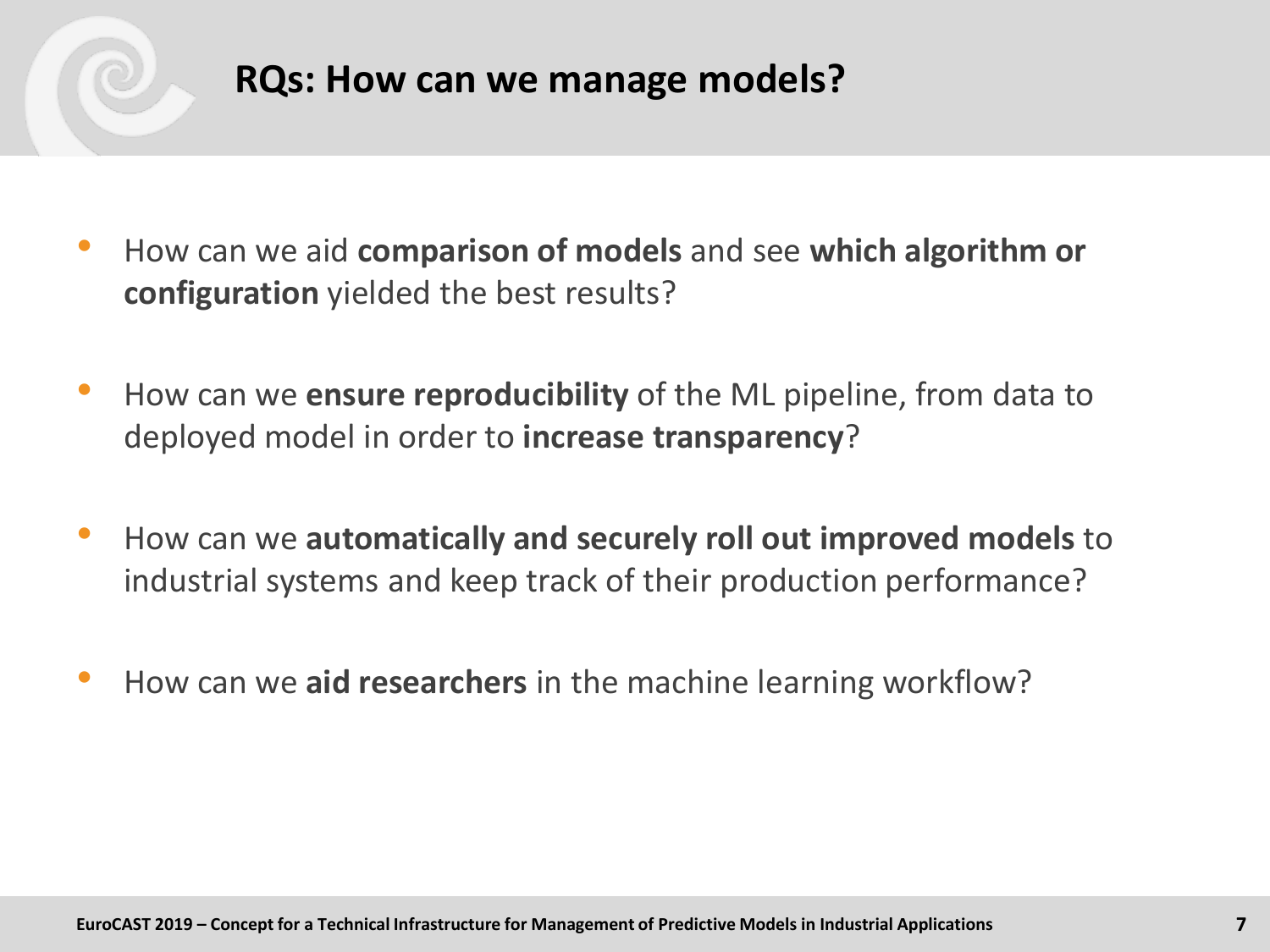## RQs: How can we manage models?

- How can we aid **comparison of models** and see **which algorithm or configuration** yielded the best results?
- How can we **ensure reproducibility** of the ML pipeline, from data to deployed model in order to **increase transparency**?
- How can we **automatically and securely roll out improved models** to industrial systems and keep track of their production performance?
- How can we **aid researchers** in the machine learning workflow?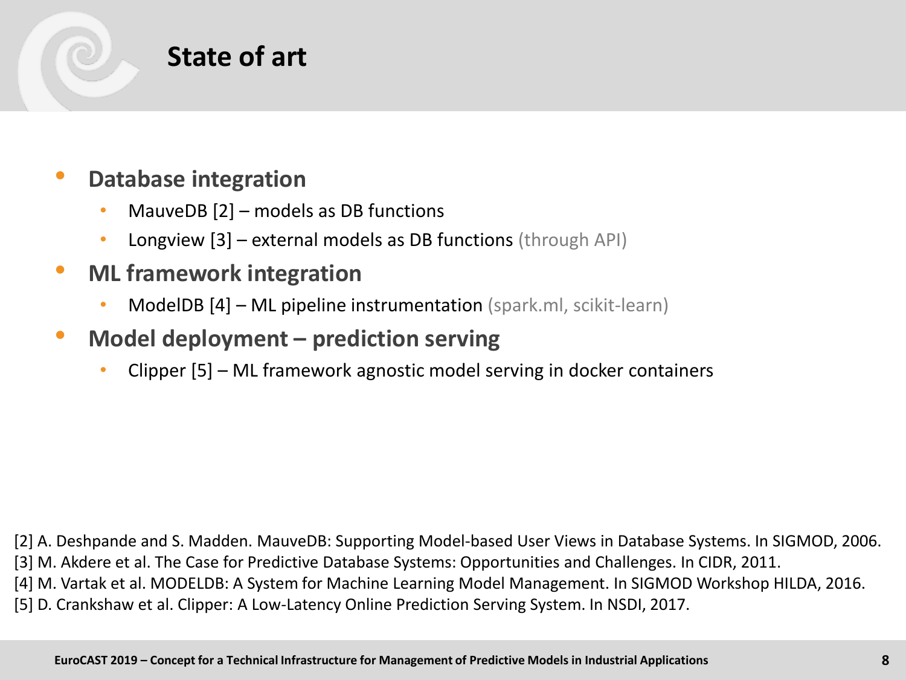# State of art

- **Database integration**
  - MauveDB [2] – models as DB functions
  - Longview [3] – external models as DB functions (through API)
- **ML framework integration**
  - ModelDB [4] – ML pipeline instrumentation (spark.ml, scikit-learn)
- **Model deployment – prediction serving**
  - Clipper [5] – ML framework agnostic model serving in docker containers

[2] A. Deshpande and S. Madden. MauveDB: Supporting Model-based User Views in Database Systems. In SIGMOD, 2006.
[3] M. Akdere et al. The Case for Predictive Database Systems: Opportunities and Challenges. In CIDR, 2011.
[4] M. Vartak et al. MODELDB: A System for Machine Learning Model Management. In SIGMOD Workshop HILDA, 2016.
[5] D. Crankshaw et al. Clipper: A Low-Latency Online Prediction Serving System. In NSDI, 2017.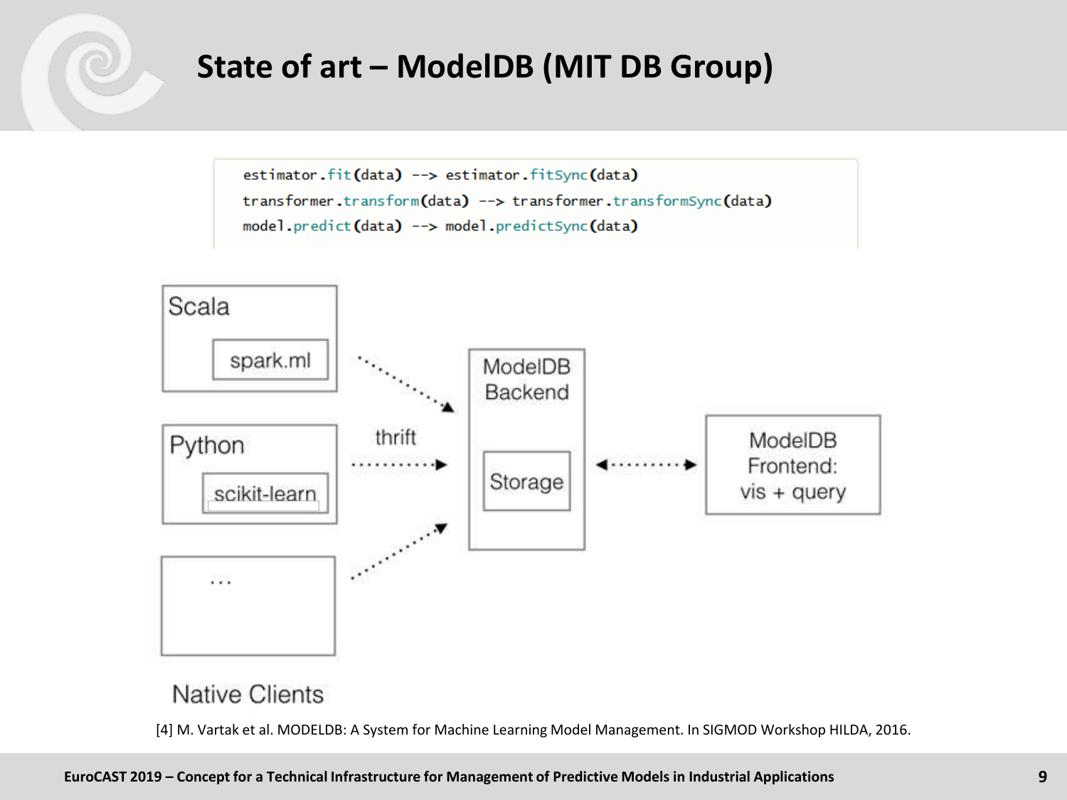# State of art – ModelDB (MIT DB Group)

```
estimator.fit(data) --> estimator.fitSync(data)
transformer.transform(data) --> transformer.transformSync(data)
model.predict(data) --> model.predictSync(data)
```

Scala

spark.ml

Python

scikit-learn

...

Native Clients

thrift

ModelDB Backend

Storage

ModelDB Frontend: vis + query

[4] M. Vartak et al. MODELDB: A System for Machine Learning Model Management. In SIGMOD Workshop HILDA, 2016.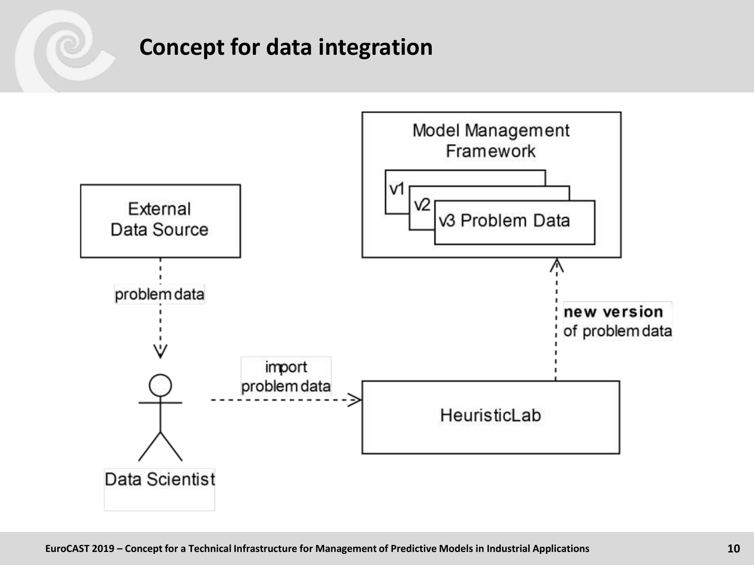# Concept for data integration

External Data Source

problem data

Data Scientist

import problem data

HeuristicLab

**new version** of problem data

Model Management Framework

v1

v2

v3 Problem Data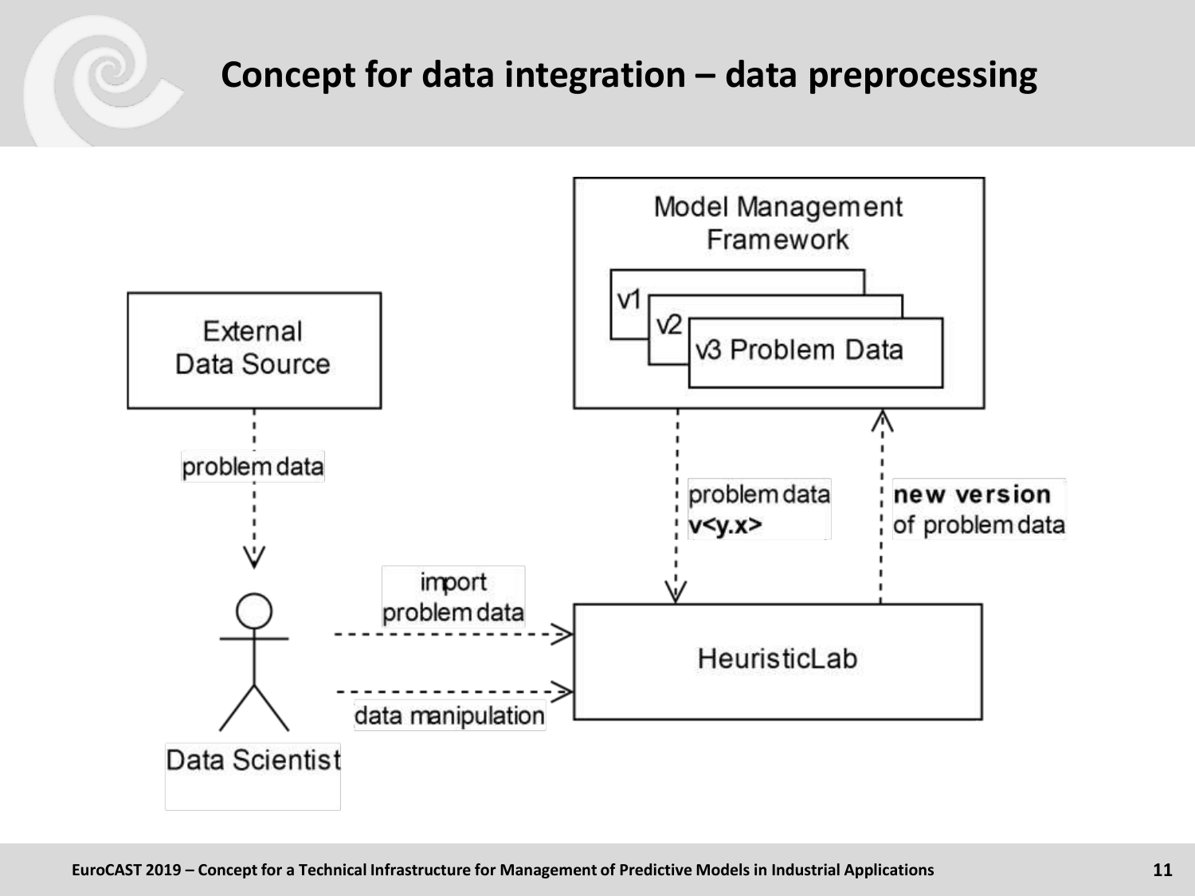# Concept for data integration – data preprocessing

Model Management Framework

v1

v2

v3 Problem Data

External Data Source

problem data

problem data **v<y.x>**

**new version** of problem data

import problem data

data manipulation

HeuristicLab

Data Scientist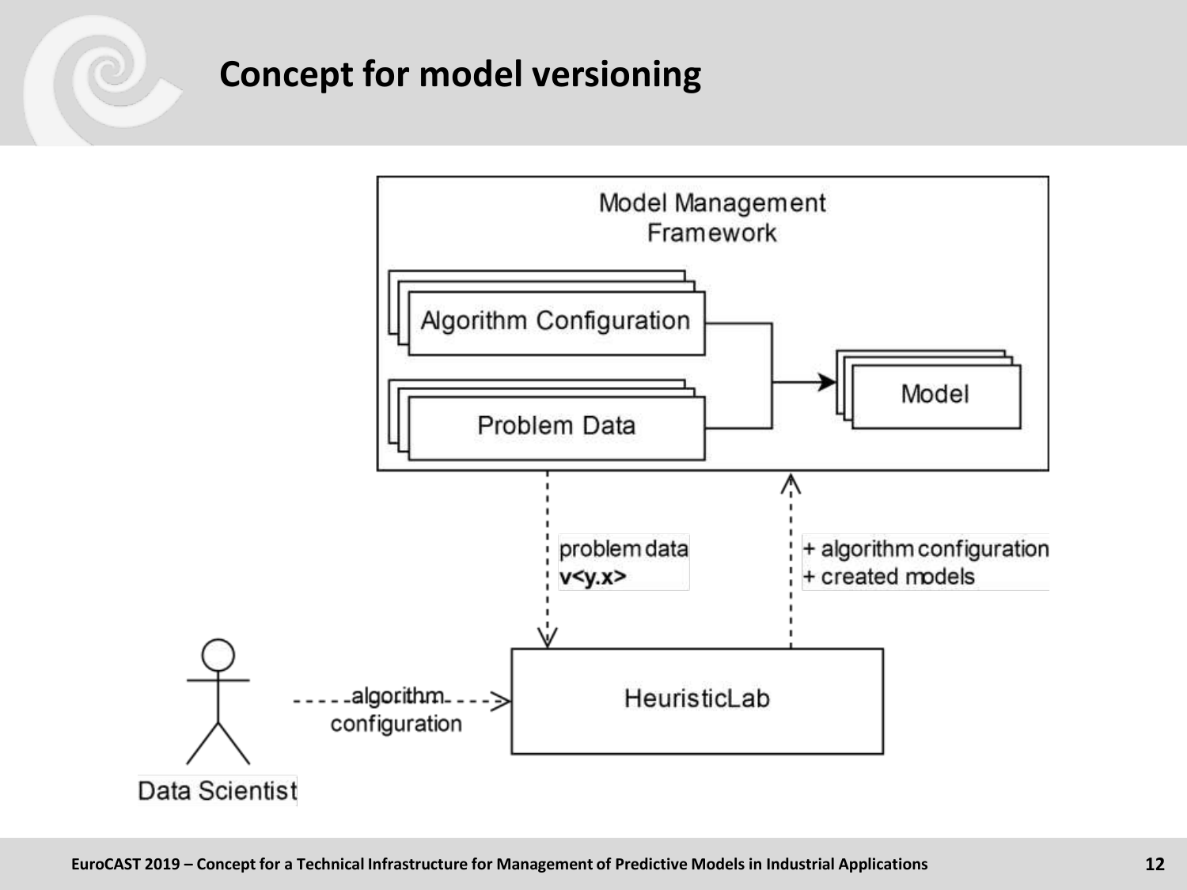# Concept for model versioning

Model Management Framework

Algorithm Configuration

Problem Data

Model

problem data
**v<y.x>**

+ algorithm configuration
+ created models

HeuristicLab

algorithm configuration

Data Scientist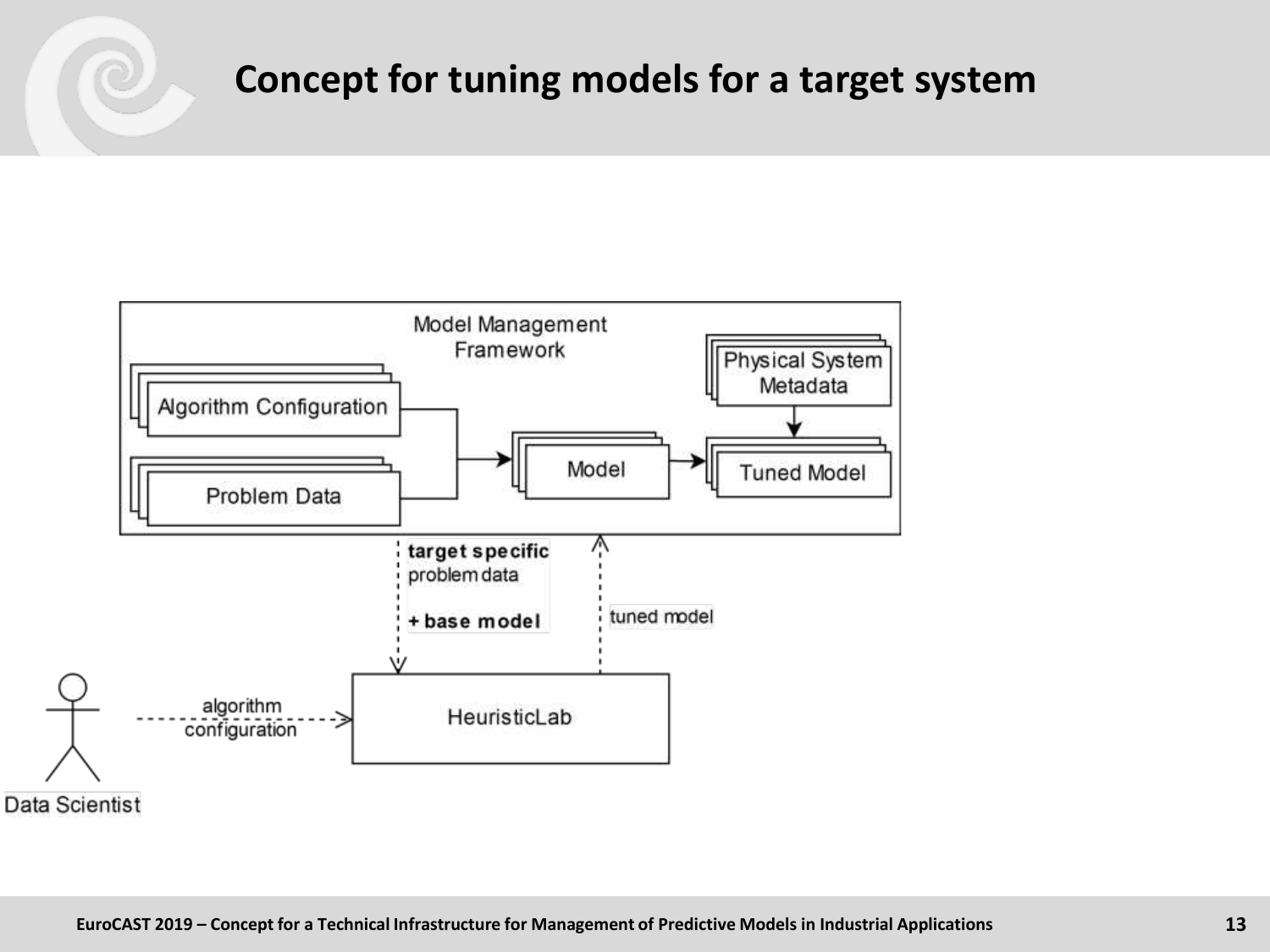# Concept for tuning models for a target system

Model Management Framework

Algorithm Configuration

Problem Data

Model

Physical System Metadata

Tuned Model

**target specific** problem data

**+ base model**

tuned model

Data Scientist

algorithm configuration

HeuristicLab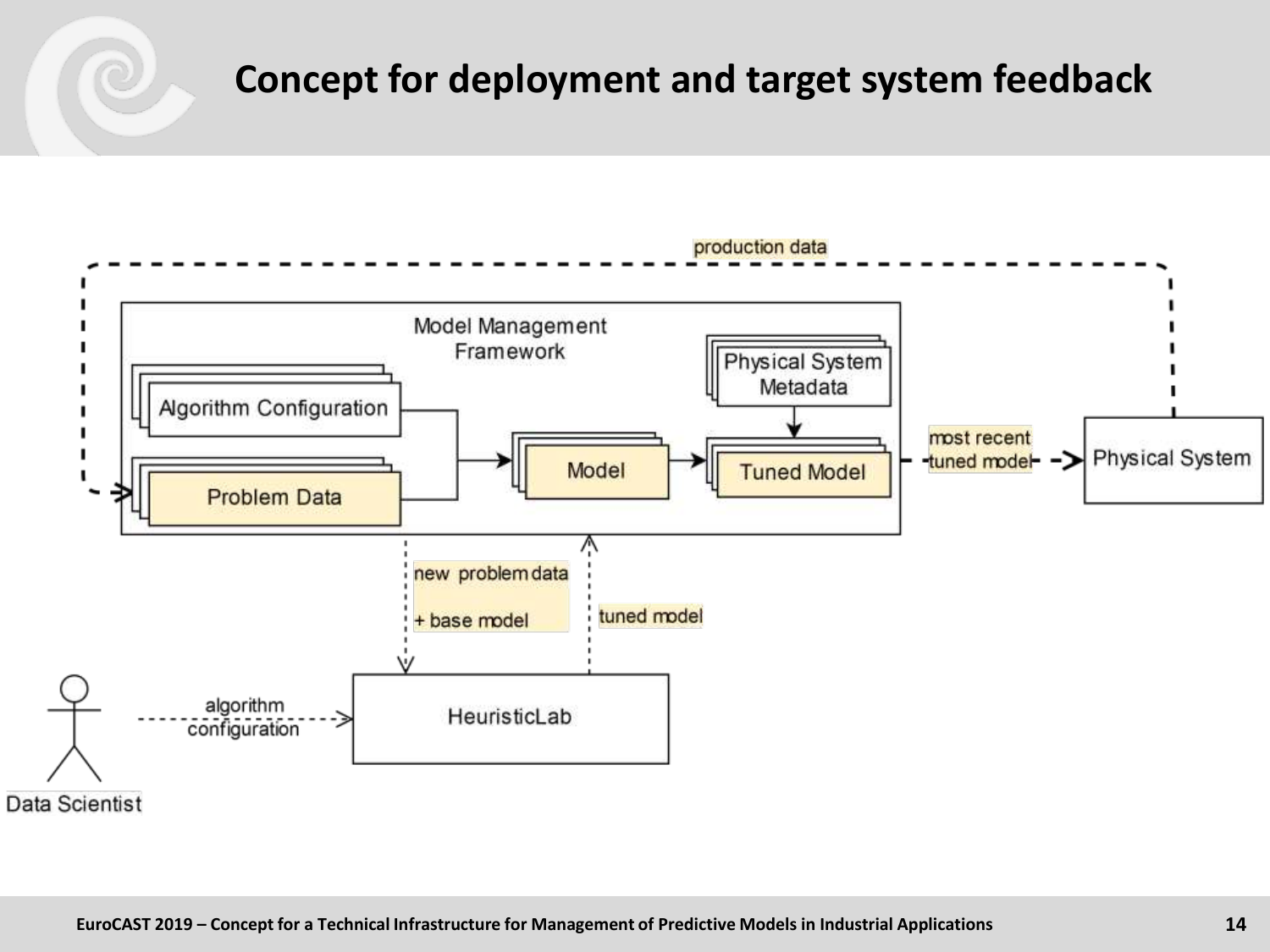# Concept for deployment and target system feedback

production data

Model Management Framework

Algorithm Configuration

Problem Data

Model

Physical System Metadata

Tuned Model

most recent tuned model

Physical System

new problem data + base model

tuned model

algorithm configuration

HeuristicLab

Data Scientist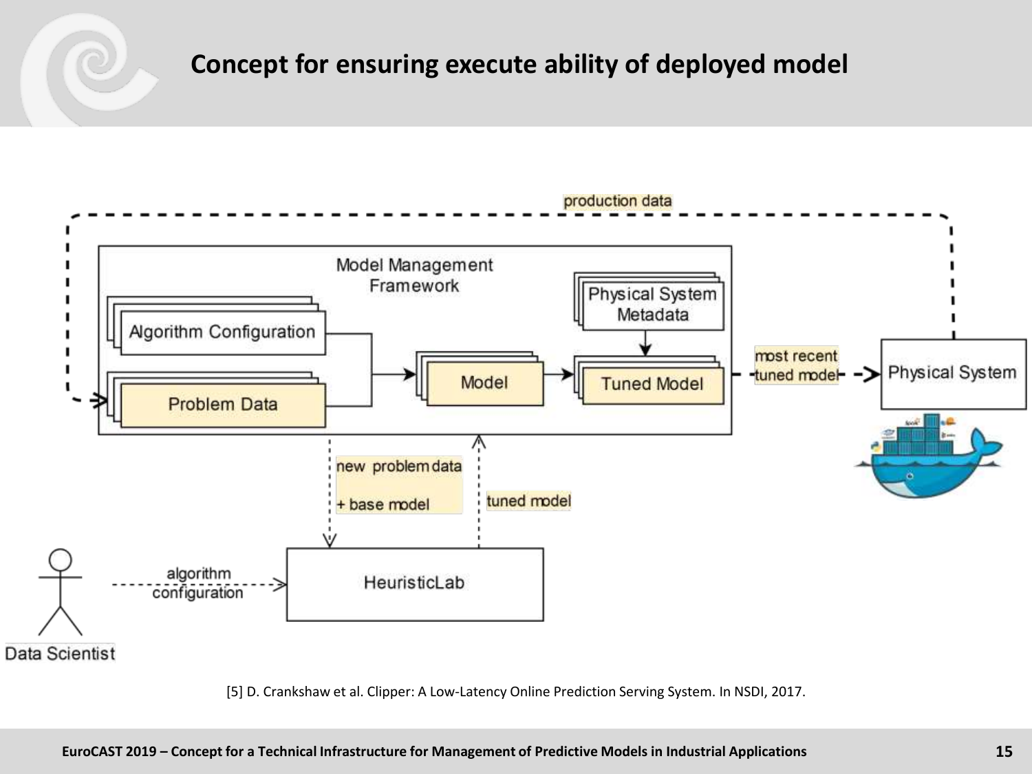# Concept for ensuring execute ability of deployed model

production data

Model Management Framework

Algorithm Configuration

Problem Data

Model

Physical System Metadata

Tuned Model

most recent tuned model

Physical System

new problem data + base model

tuned model

HeuristicLab

algorithm configuration

Data Scientist

[5] D. Crankshaw et al. Clipper: A Low-Latency Online Prediction Serving System. In NSDI, 2017.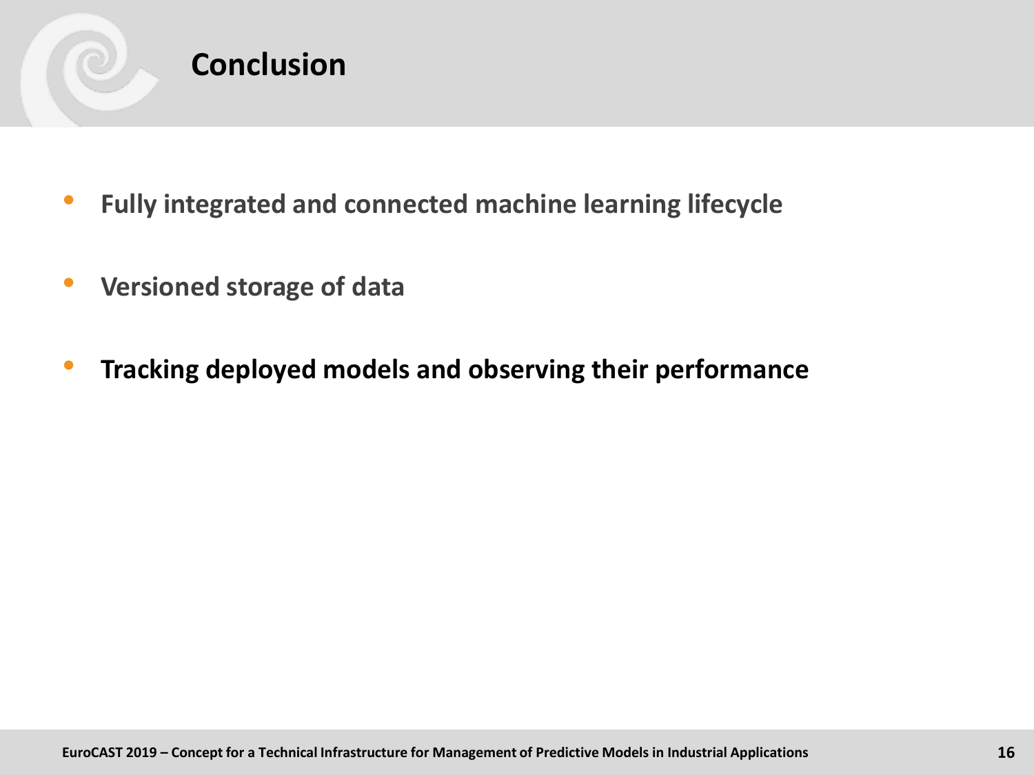# Conclusion

- **Fully integrated and connected machine learning lifecycle**
- **Versioned storage of data**
- **Tracking deployed models and observing their performance**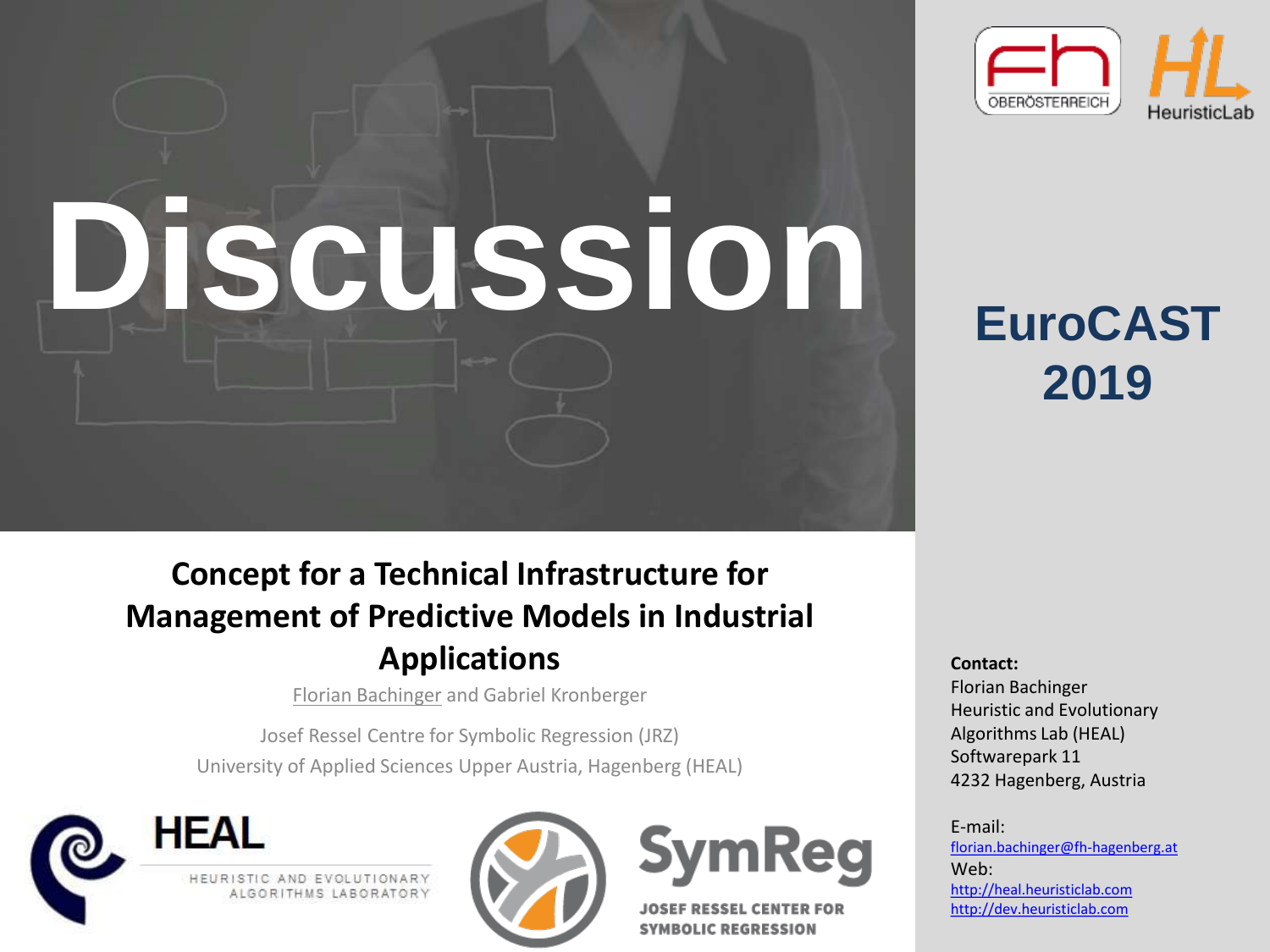# Discussion

## EuroCAST 2019

**Concept for a Technical Infrastructure for Management of Predictive Models in Industrial Applications**

Florian Bachinger and Gabriel Kronberger

Josef Ressel Centre for Symbolic Regression (JRZ)
University of Applied Sciences Upper Austria, Hagenberg (HEAL)

HEAL – HEURISTIC AND EVOLUTIONARY ALGORITHMS LABORATORY

SymReg – JOSEF RESSEL CENTER FOR SYMBOLIC REGRESSION

FH OBERÖSTERREICH

HeuristicLab

**Contact:**
Florian Bachinger
Heuristic and Evolutionary Algorithms Lab (HEAL)
Softwarepark 11
4232 Hagenberg, Austria

E-mail:
florian.bachinger@fh-hagenberg.at

Web:
http://heal.heuristiclab.com
http://dev.heuristiclab.com